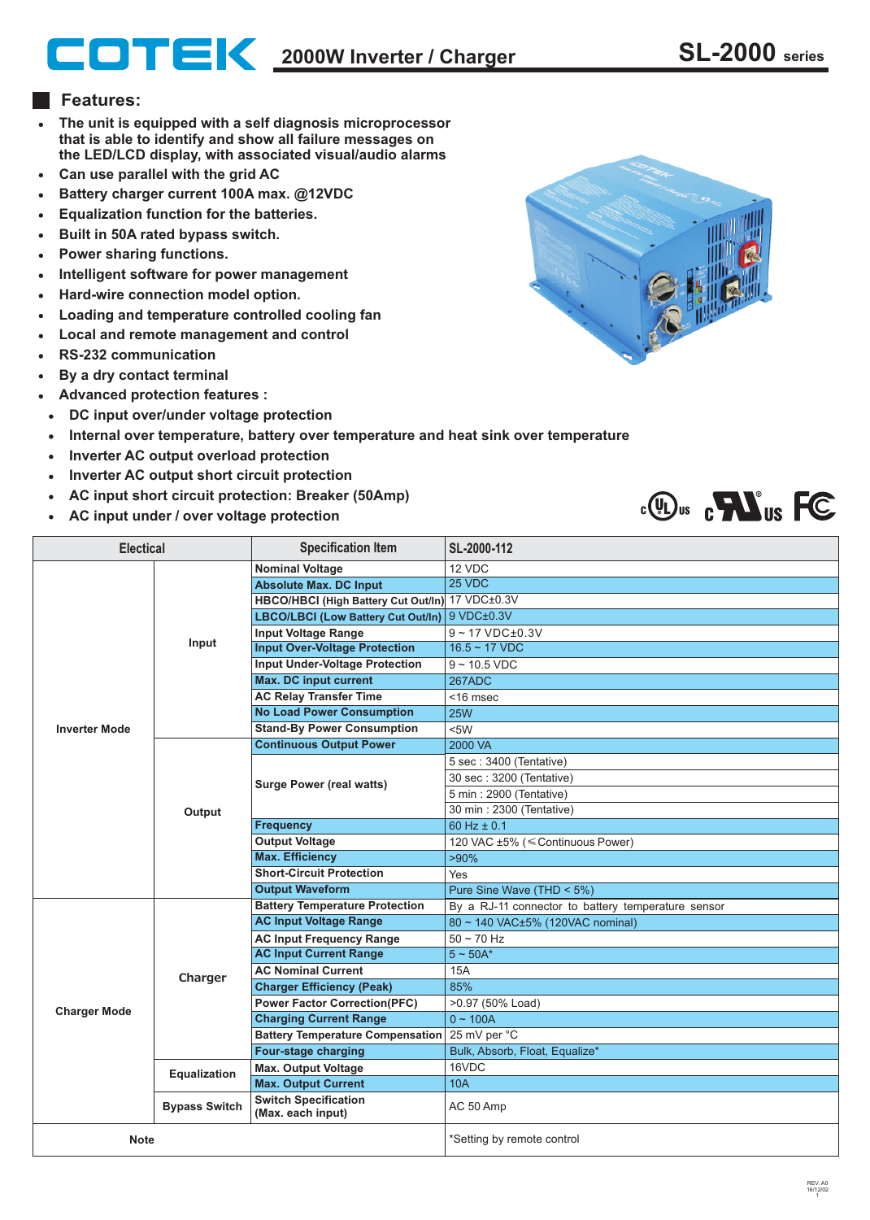# COTEK 2000W Inverter / Charger SL-2000 series

## Features:

- The unit is equipped with a self diagnosis microprocessor that is able to identify and show all failure messages on the LED/LCD display, with associated visual/audio alarms
- Can use parallel with the grid AC
- Battery charger current 100A max. @12VDC
- Equalization function for the batteries.
- Built in 50A rated bypass switch.
- Power sharing functions.
- Intelligent software for power management
- Hard-wire connection model option.
- Loading and temperature controlled cooling fan
- Local and remote management and control
- RS-232 communication
- By a dry contact terminal
- Advanced protection features :
  - DC input over/under voltage protection
  - Internal over temperature, battery over temperature and heat sink over temperature
  - Inverter AC output overload protection
  - Inverter AC output short circuit protection
  - AC input short circuit protection: Breaker (50Amp)
  - AC input under / over voltage protection

| Electical | | Specification Item | SL-2000-112 |
|---|---|---|---|
| Inverter Mode | Input | Nominal Voltage | 12 VDC |
| | | Absolute Max. DC Input | 25 VDC |
| | | HBCO/HBCI (High Battery Cut Out/In) | 17 VDC±0.3V |
| | | LBCO/LBCI (Low Battery Cut Out/In) | 9 VDC±0.3V |
| | | Input Voltage Range | 9 ~ 17 VDC±0.3V |
| | | Input Over-Voltage Protection | 16.5 ~ 17 VDC |
| | | Input Under-Voltage Protection | 9 ~ 10.5 VDC |
| | | Max. DC input current | 267ADC |
| | | AC Relay Transfer Time | <16 msec |
| | | No Load Power Consumption | 25W |
| | | Stand-By Power Consumption | <5W |
| | Output | Continuous Output Power | 2000 VA |
| | | Surge Power (real watts) | 5 sec : 3400 (Tentative) |
| | | | 30 sec : 3200 (Tentative) |
| | | | 5 min : 2900 (Tentative) |
| | | | 30 min : 2300 (Tentative) |
| | | Frequency | 60 Hz ± 0.1 |
| | | Output Voltage | 120 VAC ±5% (<Continuous Power) |
| | | Max. Efficiency | >90% |
| | | Short-Circuit Protection | Yes |
| | | Output Waveform | Pure Sine Wave (THD < 5%) |
| Charger Mode | Charger | Battery Temperature Protection | By a RJ-11 connector to battery temperature sensor |
| | | AC Input Voltage Range | 80 ~ 140 VAC±5% (120VAC nominal) |
| | | AC Input Frequency Range | 50 ~ 70 Hz |
| | | AC Input Current Range | 5 ~ 50A* |
| | | AC Nominal Current | 15A |
| | | Charger Efficiency (Peak) | 85% |
| | | Power Factor Correction(PFC) | >0.97 (50% Load) |
| | | Charging Current Range | 0 ~ 100A |
| | | Battery Temperature Compensation | 25 mV per °C |
| | | Four-stage charging | Bulk, Absorb, Float, Equalize* |
| | Equalization | Max. Output Voltage | 16VDC |
| | | Max. Output Current | 10A |
| | Bypass Switch | Switch Specification (Max. each input) | AC 50 Amp |
| Note | | | *Setting by remote control |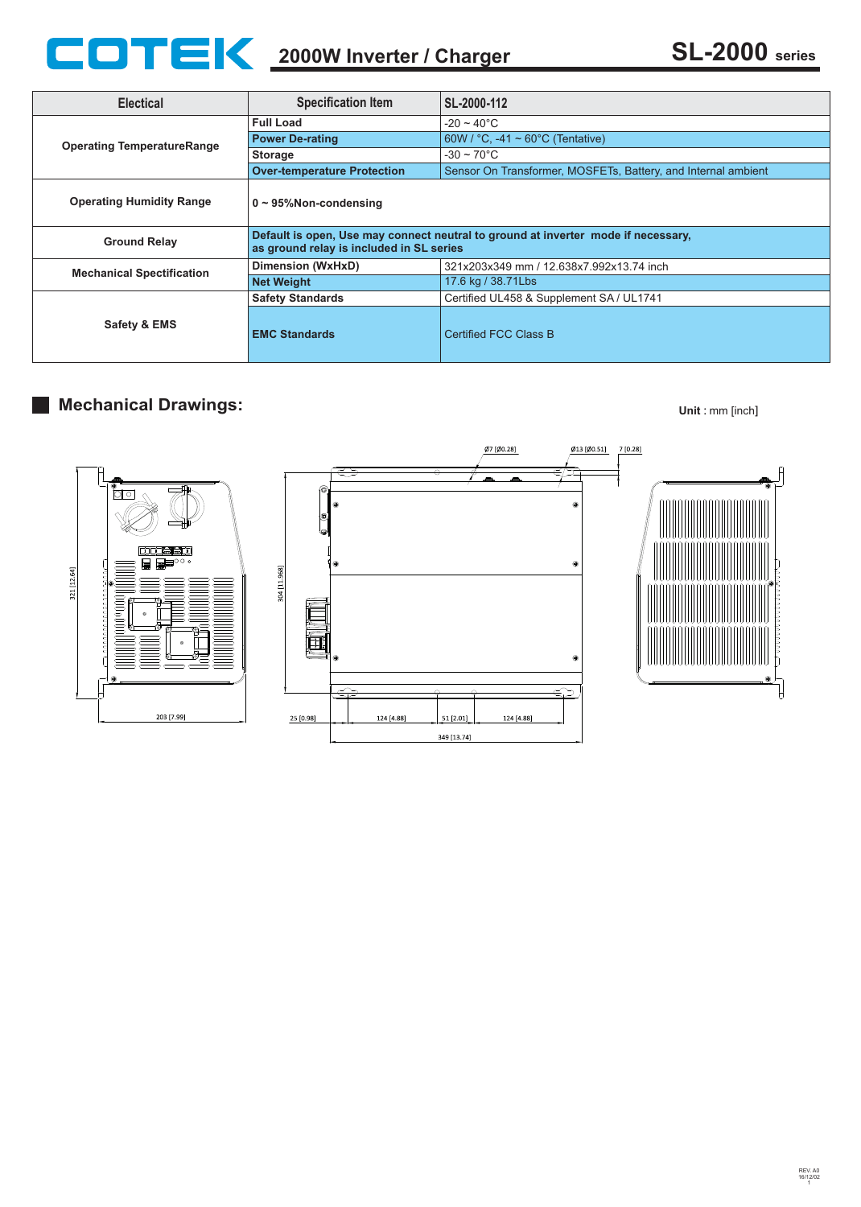# COTEK 2000W Inverter / Charger SL-2000 series

| Electical | Specification Item | SL-2000-112 |
|---|---|---|
| Operating TemperatureRange | Full Load | -20 ~ 40°C |
| | Power De-rating | 60W / °C, -41 ~ 60°C (Tentative) |
| | Storage | -30 ~ 70°C |
| | Over-temperature Protection | Sensor On Transformer, MOSFETs, Battery, and Internal ambient |
| Operating Humidity Range | 0 ~ 95%Non-condensing | |
| Ground Relay | Default is open, Use may connect neutral to ground at inverter mode if necessary, as ground relay is included in SL series | |
| Mechanical Spectification | Dimension (WxHxD) | 321x203x349 mm / 12.638x7.992x13.74 inch |
| | Net Weight | 17.6 kg / 38.71Lbs |
| Safety & EMS | Safety Standards | Certified UL458 & Supplement SA / UL1741 |
| | EMC Standards | Certified FCC Class B |

## Mechanical Drawings:

**Unit** : mm [inch]

Ø7 [Ø0.28]
Ø13 [Ø0.51]
7 [0.28]
321 [12.64]
304 [11.968]
203 [7.99]
25 [0.98]
124 [4.88]
51 [2.01]
124 [4.88]
349 [13.74]

REV. A0
16/12/02